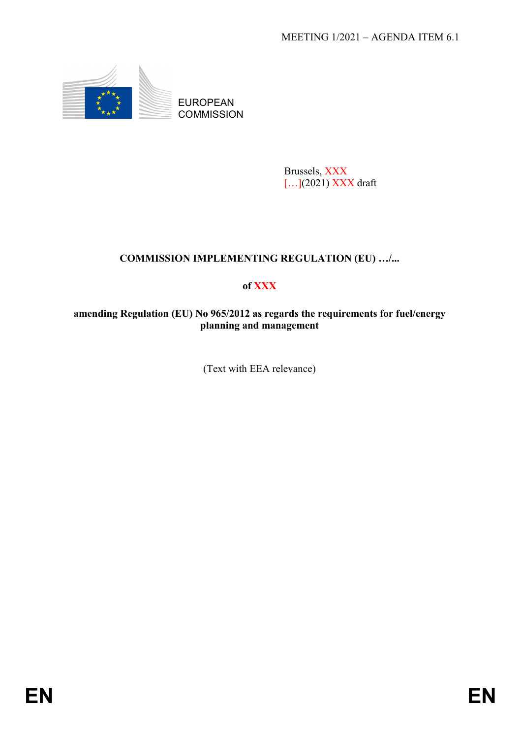MEETING 1/2021 – AGENDA ITEM 6.1

EUROPEAN COMMISSION

Brussels, XXX
[…](2021) XXX draft

**COMMISSION IMPLEMENTING REGULATION (EU) …/...**

**of XXX**

**amending Regulation (EU) No 965/2012 as regards the requirements for fuel/energy planning and management**

(Text with EEA relevance)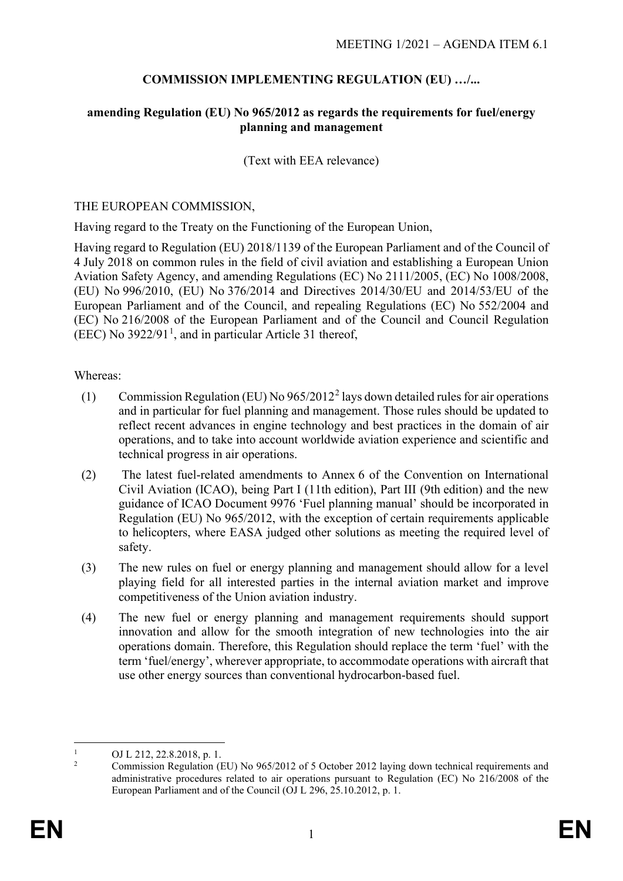**COMMISSION IMPLEMENTING REGULATION (EU) …/...**

**amending Regulation (EU) No 965/2012 as regards the requirements for fuel/energy planning and management**

(Text with EEA relevance)

THE EUROPEAN COMMISSION,

Having regard to the Treaty on the Functioning of the European Union,

Having regard to Regulation (EU) 2018/1139 of the European Parliament and of the Council of 4 July 2018 on common rules in the field of civil aviation and establishing a European Union Aviation Safety Agency, and amending Regulations (EC) No 2111/2005, (EC) No 1008/2008, (EU) No 996/2010, (EU) No 376/2014 and Directives 2014/30/EU and 2014/53/EU of the European Parliament and of the Council, and repealing Regulations (EC) No 552/2004 and (EC) No 216/2008 of the European Parliament and of the Council and Council Regulation (EEC) No 3922/91[1], and in particular Article 31 thereof,

Whereas:

(1) Commission Regulation (EU) No 965/2012[2] lays down detailed rules for air operations and in particular for fuel planning and management. Those rules should be updated to reflect recent advances in engine technology and best practices in the domain of air operations, and to take into account worldwide aviation experience and scientific and technical progress in air operations.

(2) The latest fuel-related amendments to Annex 6 of the Convention on International Civil Aviation (ICAO), being Part I (11th edition), Part III (9th edition) and the new guidance of ICAO Document 9976 'Fuel planning manual' should be incorporated in Regulation (EU) No 965/2012, with the exception of certain requirements applicable to helicopters, where EASA judged other solutions as meeting the required level of safety.

(3) The new rules on fuel or energy planning and management should allow for a level playing field for all interested parties in the internal aviation market and improve competitiveness of the Union aviation industry.

(4) The new fuel or energy planning and management requirements should support innovation and allow for the smooth integration of new technologies into the air operations domain. Therefore, this Regulation should replace the term 'fuel' with the term 'fuel/energy', wherever appropriate, to accommodate operations with aircraft that use other energy sources than conventional hydrocarbon-based fuel.

---

[1] OJ L 212, 22.8.2018, p. 1.

[2] Commission Regulation (EU) No 965/2012 of 5 October 2012 laying down technical requirements and administrative procedures related to air operations pursuant to Regulation (EC) No 216/2008 of the European Parliament and of the Council (OJ L 296, 25.10.2012, p. 1.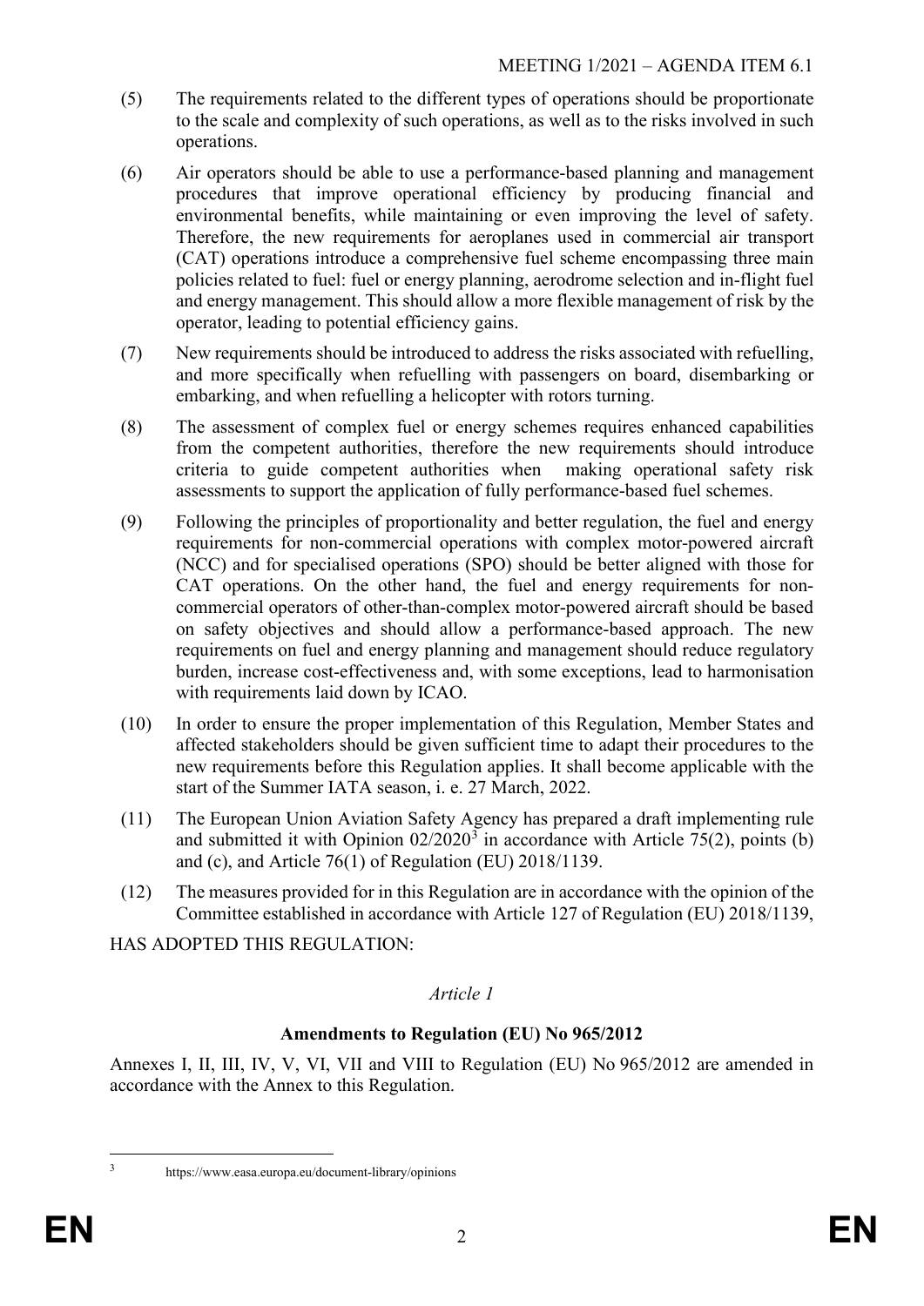(5) The requirements related to the different types of operations should be proportionate to the scale and complexity of such operations, as well as to the risks involved in such operations.

(6) Air operators should be able to use a performance-based planning and management procedures that improve operational efficiency by producing financial and environmental benefits, while maintaining or even improving the level of safety. Therefore, the new requirements for aeroplanes used in commercial air transport (CAT) operations introduce a comprehensive fuel scheme encompassing three main policies related to fuel: fuel or energy planning, aerodrome selection and in-flight fuel and energy management. This should allow a more flexible management of risk by the operator, leading to potential efficiency gains.

(7) New requirements should be introduced to address the risks associated with refuelling, and more specifically when refuelling with passengers on board, disembarking or embarking, and when refuelling a helicopter with rotors turning.

(8) The assessment of complex fuel or energy schemes requires enhanced capabilities from the competent authorities, therefore the new requirements should introduce criteria to guide competent authorities when making operational safety risk assessments to support the application of fully performance-based fuel schemes.

(9) Following the principles of proportionality and better regulation, the fuel and energy requirements for non-commercial operations with complex motor-powered aircraft (NCC) and for specialised operations (SPO) should be better aligned with those for CAT operations. On the other hand, the fuel and energy requirements for non-commercial operators of other-than-complex motor-powered aircraft should be based on safety objectives and should allow a performance-based approach. The new requirements on fuel and energy planning and management should reduce regulatory burden, increase cost-effectiveness and, with some exceptions, lead to harmonisation with requirements laid down by ICAO.

(10) In order to ensure the proper implementation of this Regulation, Member States and affected stakeholders should be given sufficient time to adapt their procedures to the new requirements before this Regulation applies. It shall become applicable with the start of the Summer IATA season, i. e. 27 March, 2022.

(11) The European Union Aviation Safety Agency has prepared a draft implementing rule and submitted it with Opinion 02/2020[3] in accordance with Article 75(2), points (b) and (c), and Article 76(1) of Regulation (EU) 2018/1139.

(12) The measures provided for in this Regulation are in accordance with the opinion of the Committee established in accordance with Article 127 of Regulation (EU) 2018/1139,

HAS ADOPTED THIS REGULATION:

*Article 1*

**Amendments to Regulation (EU) No 965/2012**

Annexes I, II, III, IV, V, VI, VII and VIII to Regulation (EU) No 965/2012 are amended in accordance with the Annex to this Regulation.

---

[3] https://www.easa.europa.eu/document-library/opinions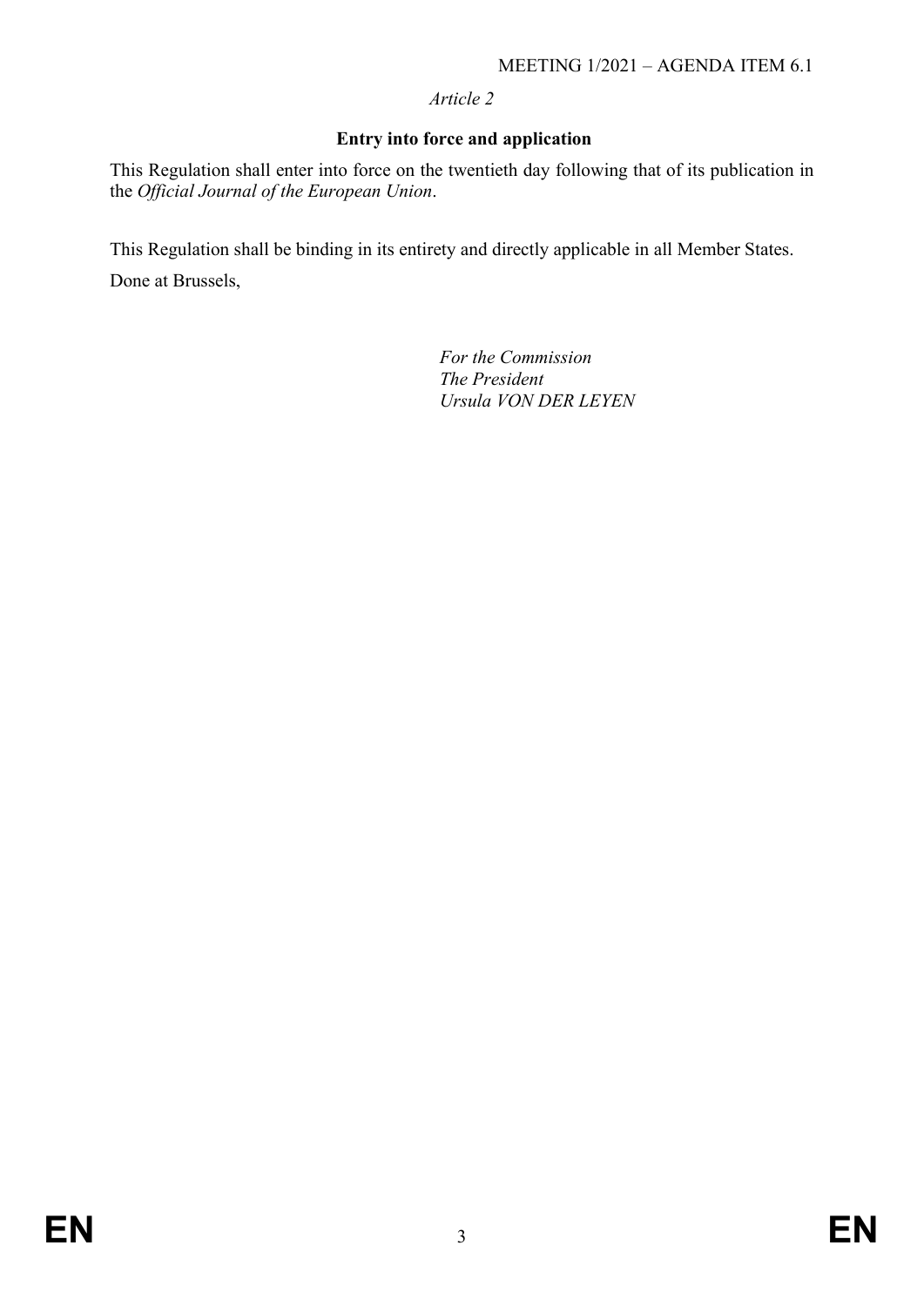*Article 2*

**Entry into force and application**

This Regulation shall enter into force on the twentieth day following that of its publication in the *Official Journal of the European Union*.

This Regulation shall be binding in its entirety and directly applicable in all Member States.

Done at Brussels,

*For the Commission*
*The President*
*Ursula VON DER LEYEN*